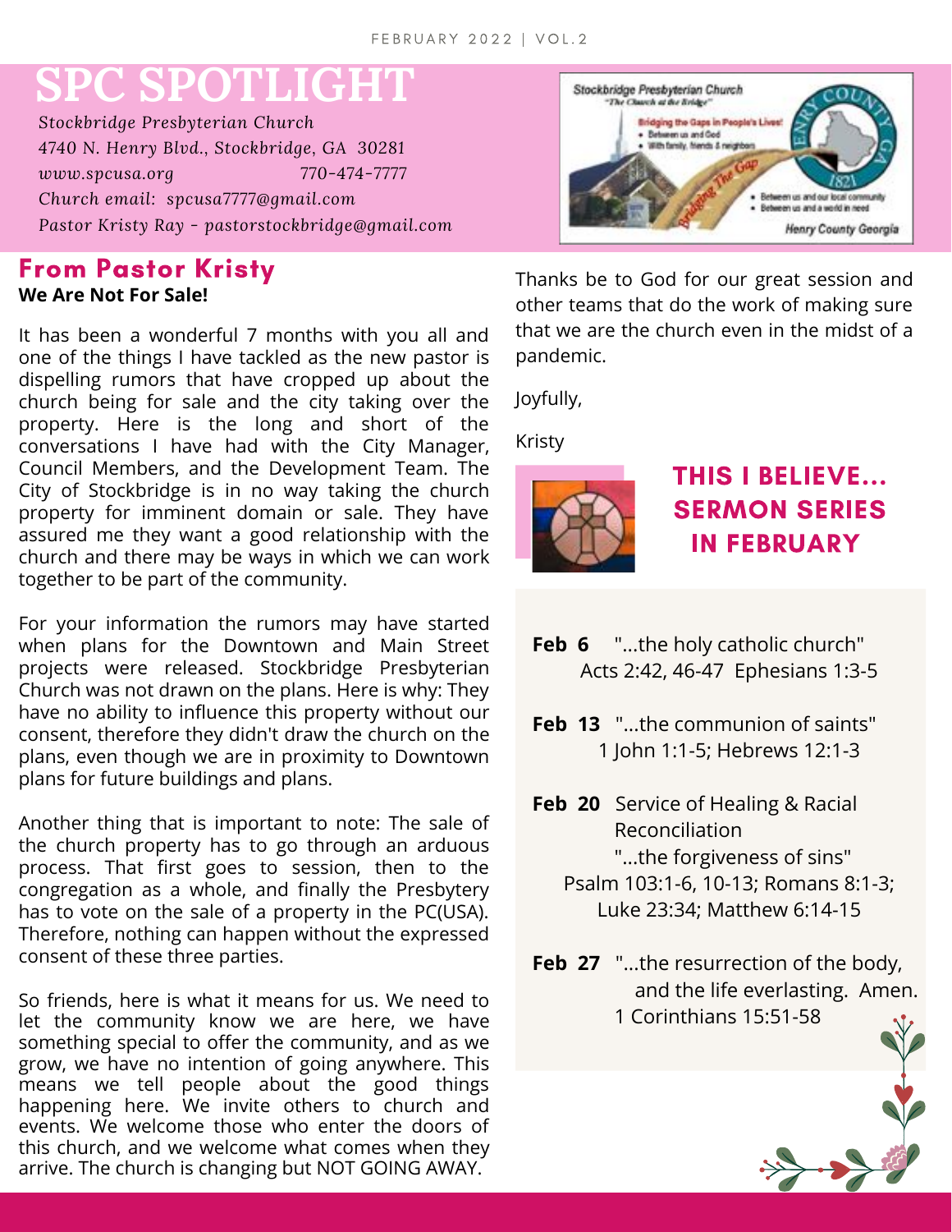FEBRUARY 2022 | VOL.2

# SPC SPOTLIGHT

*Stockbridge Presbyterian Church*
*4740 N. Henry Blvd., Stockbridge, GA 30281*
*www.spcusa.org 770-474-7777*
*Church email: spcusa7777@gmail.com*
*Pastor Kristy Ray - pastorstockbridge@gmail.com*

## From Pastor Kristy

**We Are Not For Sale!**

It has been a wonderful 7 months with you all and one of the things I have tackled as the new pastor is dispelling rumors that have cropped up about the church being for sale and the city taking over the property. Here is the long and short of the conversations I have had with the City Manager, Council Members, and the Development Team. The City of Stockbridge is in no way taking the church property for imminent domain or sale. They have assured me they want a good relationship with the church and there may be ways in which we can work together to be part of the community.

For your information the rumors may have started when plans for the Downtown and Main Street projects were released. Stockbridge Presbyterian Church was not drawn on the plans. Here is why: They have no ability to influence this property without our consent, therefore they didn't draw the church on the plans, even though we are in proximity to Downtown plans for future buildings and plans.

Another thing that is important to note: The sale of the church property has to go through an arduous process. That first goes to session, then to the congregation as a whole, and finally the Presbytery has to vote on the sale of a property in the PC(USA). Therefore, nothing can happen without the expressed consent of these three parties.

So friends, here is what it means for us. We need to let the community know we are here, we have something special to offer the community, and as we grow, we have no intention of going anywhere. This means we tell people about the good things happening here. We invite others to church and events. We welcome those who enter the doors of this church, and we welcome what comes when they arrive. The church is changing but NOT GOING AWAY.

Thanks be to God for our great session and other teams that do the work of making sure that we are the church even in the midst of a pandemic.

Joyfully,

Kristy

## THIS I BELIEVE... SERMON SERIES IN FEBRUARY

**Feb 6** "...the holy catholic church"
Acts 2:42, 46-47 Ephesians 1:3-5

**Feb 13** "...the communion of saints"
1 John 1:1-5; Hebrews 12:1-3

**Feb 20** Service of Healing & Racial Reconciliation
"...the forgiveness of sins"
Psalm 103:1-6, 10-13; Romans 8:1-3; Luke 23:34; Matthew 6:14-15

**Feb 27** "...the resurrection of the body, and the life everlasting. Amen.
1 Corinthians 15:51-58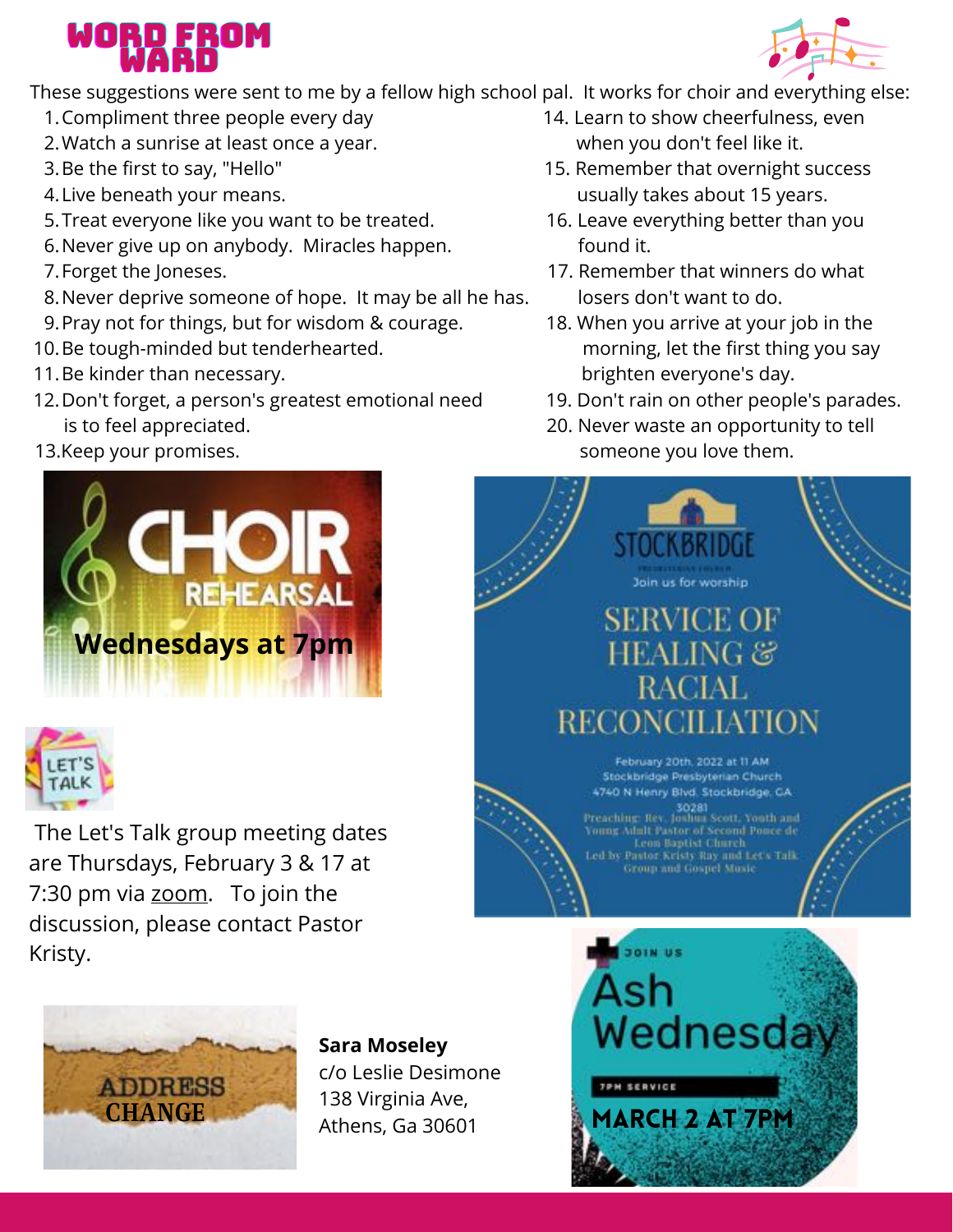# WORD FROM WARD

These suggestions were sent to me by a fellow high school pal. It works for choir and everything else:

1. Compliment three people every day
2. Watch a sunrise at least once a year.
3. Be the first to say, "Hello"
4. Live beneath your means.
5. Treat everyone like you want to be treated.
6. Never give up on anybody. Miracles happen.
7. Forget the Joneses.
8. Never deprive someone of hope. It may be all he has.
9. Pray not for things, but for wisdom & courage.
10. Be tough-minded but tenderhearted.
11. Be kinder than necessary.
12. Don't forget, a person's greatest emotional need is to feel appreciated.
13. Keep your promises.
14. Learn to show cheerfulness, even when you don't feel like it.
15. Remember that overnight success usually takes about 15 years.
16. Leave everything better than you found it.
17. Remember that winners do what losers don't want to do.
18. When you arrive at your job in the morning, let the first thing you say brighten everyone's day.
19. Don't rain on other people's parades.
20. Never waste an opportunity to tell someone you love them.

## CHOIR REHEARSAL

**Wednesdays at 7pm**

## LET'S TALK

The Let's Talk group meeting dates are Thursdays, February 3 & 17 at 7:30 pm via zoom. To join the discussion, please contact Pastor Kristy.

## ADDRESS CHANGE

**Sara Moseley**
c/o Leslie Desimone
138 Virginia Ave,
Athens, Ga 30601

## STOCKBRIDGE PRESBYTERIAN CHURCH

Join us for worship

### SERVICE OF HEALING & RACIAL RECONCILIATION

February 20th, 2022 at 11 AM
Stockbridge Presbyterian Church
4740 N Henry Blvd. Stockbridge, GA 30281
Preaching: Rev. Joshua Scott, Youth and Young Adult Pastor of Second Ponce de Leon Baptist Church
Led by Pastor Kristy Ray and Let's Talk Group and Gospel Music

## JOIN US

### Ash Wednesday

7PM SERVICE

**MARCH 2 AT 7PM**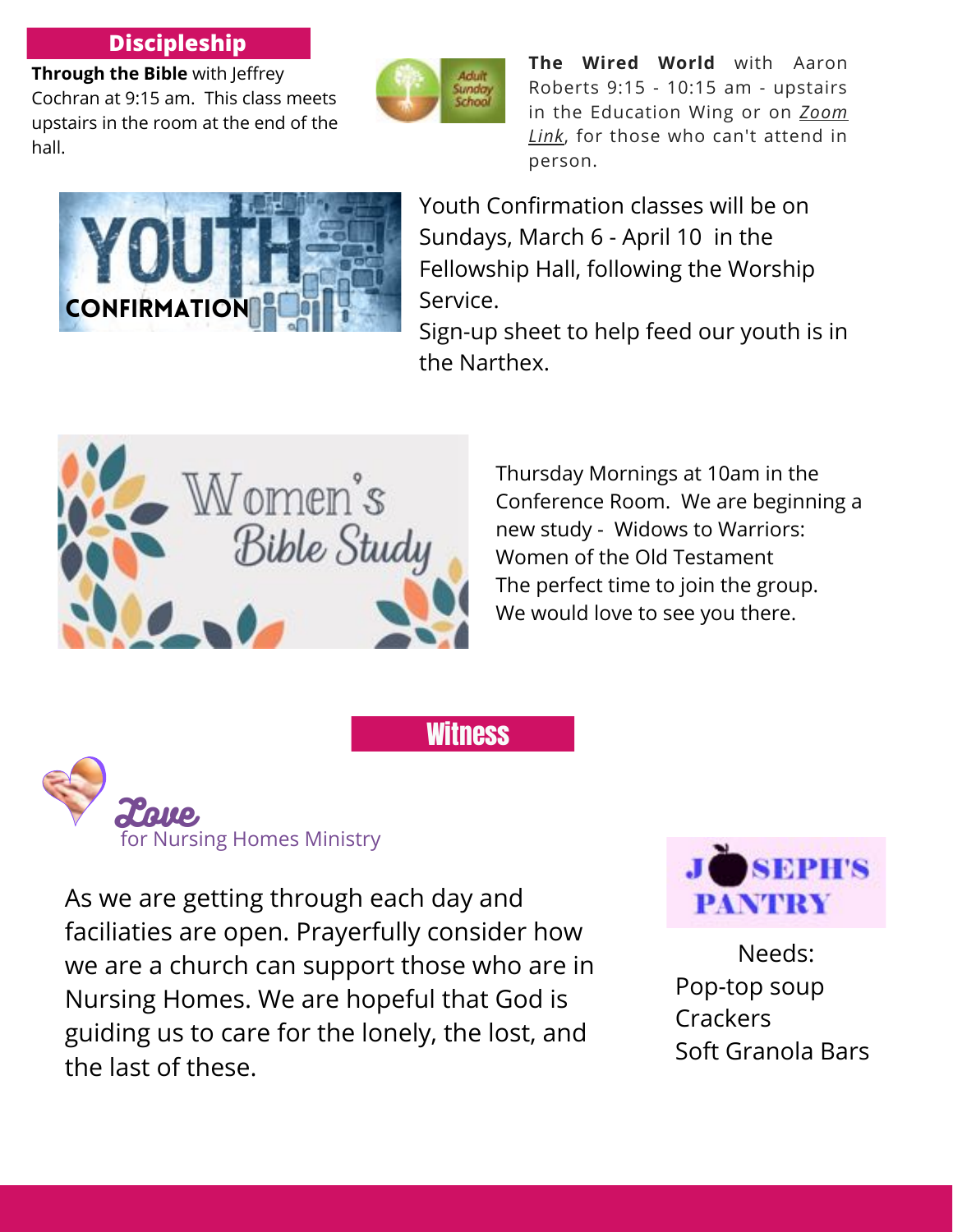## Discipleship

**Through the Bible** with Jeffrey Cochran at 9:15 am. This class meets upstairs in the room at the end of the hall.

Adult Sunday School

**The Wired World** with Aaron Roberts 9:15 - 10:15 am - upstairs in the Education Wing or on *Zoom Link*, for those who can't attend in person.

YOUTH CONFIRMATION

Youth Confirmation classes will be on Sundays, March 6 - April 10 in the Fellowship Hall, following the Worship Service.

Sign-up sheet to help feed our youth is in the Narthex.

Women's Bible Study

Thursday Mornings at 10am in the Conference Room. We are beginning a new study - Widows to Warriors: Women of the Old Testament

The perfect time to join the group. We would love to see you there.

## Witness

**Love** for Nursing Homes Ministry

As we are getting through each day and faciliaties are open. Prayerfully consider how we are a church can support those who are in Nursing Homes. We are hopeful that God is guiding us to care for the lonely, the lost, and the last of these.

JOSEPH'S PANTRY

Needs:
- Pop-top soup
- Crackers
- Soft Granola Bars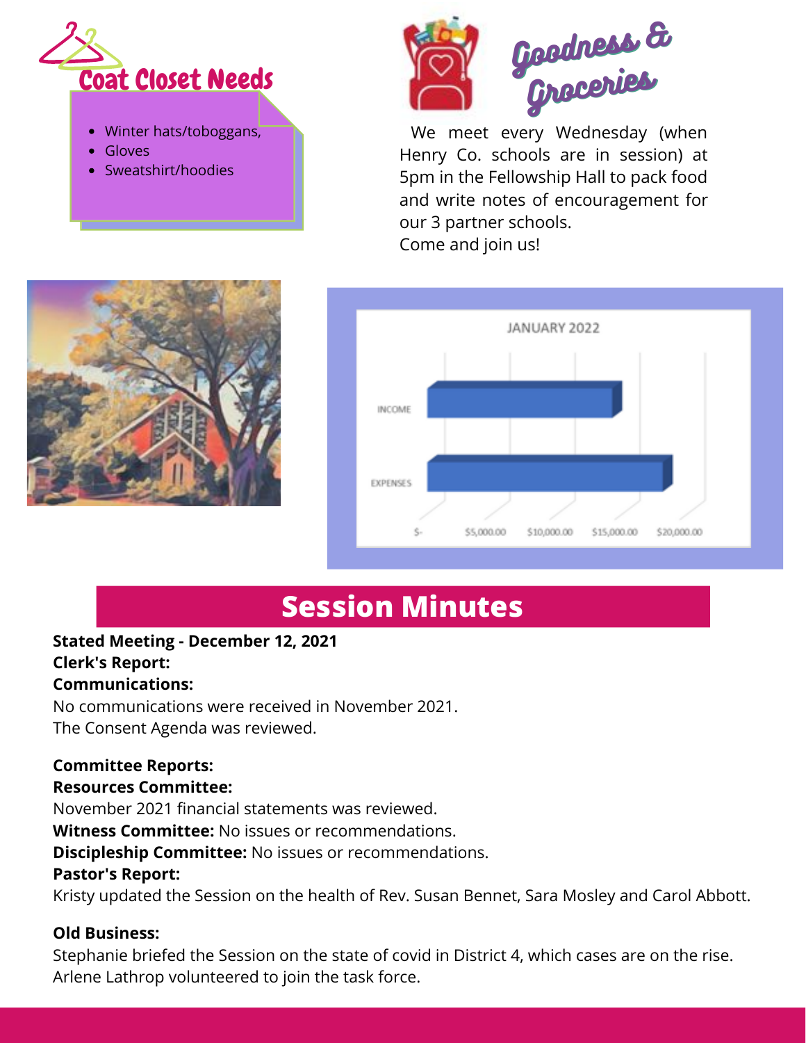## Coat Closet Needs

- Winter hats/toboggans,
- Gloves
- Sweatshirt/hoodies

## Goodness & Groceries

We meet every Wednesday (when Henry Co. schools are in session) at 5pm in the Fellowship Hall to pack food and write notes of encouragement for our 3 partner schools.
Come and join us!

JANUARY 2022

INCOME

EXPENSES

$- $5,000.00 $10,000.00 $15,000.00 $20,000.00

## Session Minutes

**Stated Meeting - December 12, 2021**
**Clerk's Report:**
**Communications:**
No communications were received in November 2021.
The Consent Agenda was reviewed.

**Committee Reports:**
**Resources Committee:**
November 2021 financial statements was reviewed.
**Witness Committee:** No issues or recommendations.
**Discipleship Committee:** No issues or recommendations.
**Pastor's Report:**
Kristy updated the Session on the health of Rev. Susan Bennet, Sara Mosley and Carol Abbott.

**Old Business:**
Stephanie briefed the Session on the state of covid in District 4, which cases are on the rise. Arlene Lathrop volunteered to join the task force.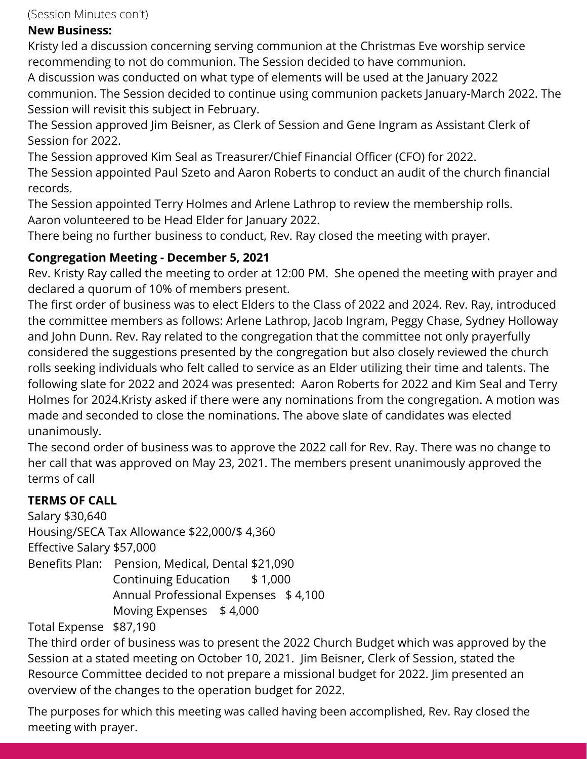(Session Minutes con't)

**New Business:**

Kristy led a discussion concerning serving communion at the Christmas Eve worship service recommending to not do communion. The Session decided to have communion.

A discussion was conducted on what type of elements will be used at the January 2022 communion. The Session decided to continue using communion packets January-March 2022. The Session will revisit this subject in February.

The Session approved Jim Beisner, as Clerk of Session and Gene Ingram as Assistant Clerk of Session for 2022.

The Session approved Kim Seal as Treasurer/Chief Financial Officer (CFO) for 2022.

The Session appointed Paul Szeto and Aaron Roberts to conduct an audit of the church financial records.

The Session appointed Terry Holmes and Arlene Lathrop to review the membership rolls.

Aaron volunteered to be Head Elder for January 2022.

There being no further business to conduct, Rev. Ray closed the meeting with prayer.

**Congregation Meeting - December 5, 2021**

Rev. Kristy Ray called the meeting to order at 12:00 PM. She opened the meeting with prayer and declared a quorum of 10% of members present.

The first order of business was to elect Elders to the Class of 2022 and 2024. Rev. Ray, introduced the committee members as follows: Arlene Lathrop, Jacob Ingram, Peggy Chase, Sydney Holloway and John Dunn. Rev. Ray related to the congregation that the committee not only prayerfully considered the suggestions presented by the congregation but also closely reviewed the church rolls seeking individuals who felt called to service as an Elder utilizing their time and talents. The following slate for 2022 and 2024 was presented: Aaron Roberts for 2022 and Kim Seal and Terry Holmes for 2024.Kristy asked if there were any nominations from the congregation. A motion was made and seconded to close the nominations. The above slate of candidates was elected unanimously.

The second order of business was to approve the 2022 call for Rev. Ray. There was no change to her call that was approved on May 23, 2021. The members present unanimously approved the terms of call

**TERMS OF CALL**

Salary $30,640
Housing/SECA Tax Allowance $22,000/$ 4,360
Effective Salary $57,000
Benefits Plan: Pension, Medical, Dental $21,090
Continuing Education $ 1,000
Annual Professional Expenses $ 4,100
Moving Expenses $ 4,000
Total Expense $87,190

The third order of business was to present the 2022 Church Budget which was approved by the Session at a stated meeting on October 10, 2021. Jim Beisner, Clerk of Session, stated the Resource Committee decided to not prepare a missional budget for 2022. Jim presented an overview of the changes to the operation budget for 2022.

The purposes for which this meeting was called having been accomplished, Rev. Ray closed the meeting with prayer.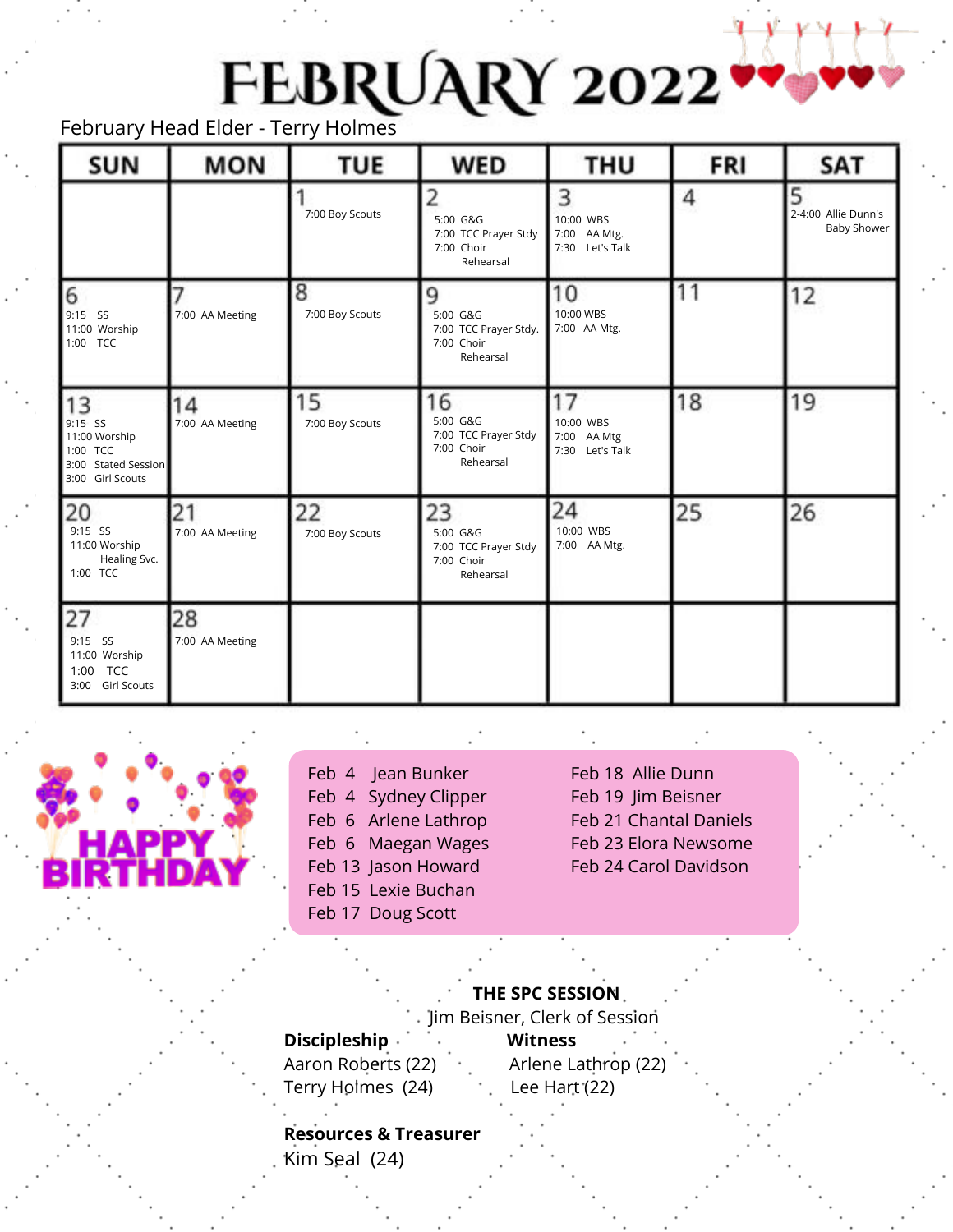# FEBRUARY 2022

February Head Elder - Terry Holmes

| SUN | MON | TUE | WED | THU | FRI | SAT |
|---|---|---|---|---|---|---|
| | | 1<br>7:00 Boy Scouts | 2<br>5:00 G&G<br>7:00 TCC Prayer Stdy<br>7:00 Choir Rehearsal | 3<br>10:00 WBS<br>7:00 AA Mtg.<br>7:30 Let's Talk | 4 | 5<br>2-4:00 Allie Dunn's Baby Shower |
| 6<br>9:15 SS<br>11:00 Worship<br>1:00 TCC | 7<br>7:00 AA Meeting | 8<br>7:00 Boy Scouts | 9<br>5:00 G&G<br>7:00 TCC Prayer Stdy.<br>7:00 Choir Rehearsal | 10<br>10:00 WBS<br>7:00 AA Mtg. | 11 | 12 |
| 13<br>9:15 SS<br>11:00 Worship<br>1:00 TCC<br>3:00 Stated Session<br>3:00 Girl Scouts | 14<br>7:00 AA Meeting | 15<br>7:00 Boy Scouts | 16<br>5:00 G&G<br>7:00 TCC Prayer Stdy<br>7:00 Choir Rehearsal | 17<br>10:00 WBS<br>7:00 AA Mtg<br>7:30 Let's Talk | 18 | 19 |
| 20<br>9:15 SS<br>11:00 Worship Healing Svc.<br>1:00 TCC | 21<br>7:00 AA Meeting | 22<br>7:00 Boy Scouts | 23<br>5:00 G&G<br>7:00 TCC Prayer Stdy<br>7:00 Choir Rehearsal | 24<br>10:00 WBS<br>7:00 AA Mtg. | 25 | 26 |
| 27<br>9:15 SS<br>11:00 Worship<br>1:00 TCC<br>3:00 Girl Scouts | 28<br>7:00 AA Meeting | | | | | |

## HAPPY BIRTHDAY

Feb 4 Jean Bunker
Feb 4 Sydney Clipper
Feb 6 Arlene Lathrop
Feb 6 Maegan Wages
Feb 13 Jason Howard
Feb 15 Lexie Buchan
Feb 17 Doug Scott
Feb 18 Allie Dunn
Feb 19 Jim Beisner
Feb 21 Chantal Daniels
Feb 23 Elora Newsome
Feb 24 Carol Davidson

## THE SPC SESSION

Jim Beisner, Clerk of Session

**Discipleship**
Aaron Roberts (22)
Terry Holmes (24)

**Witness**
Arlene Lathrop (22)
Lee Hart (22)

**Resources & Treasurer**
Kim Seal (24)